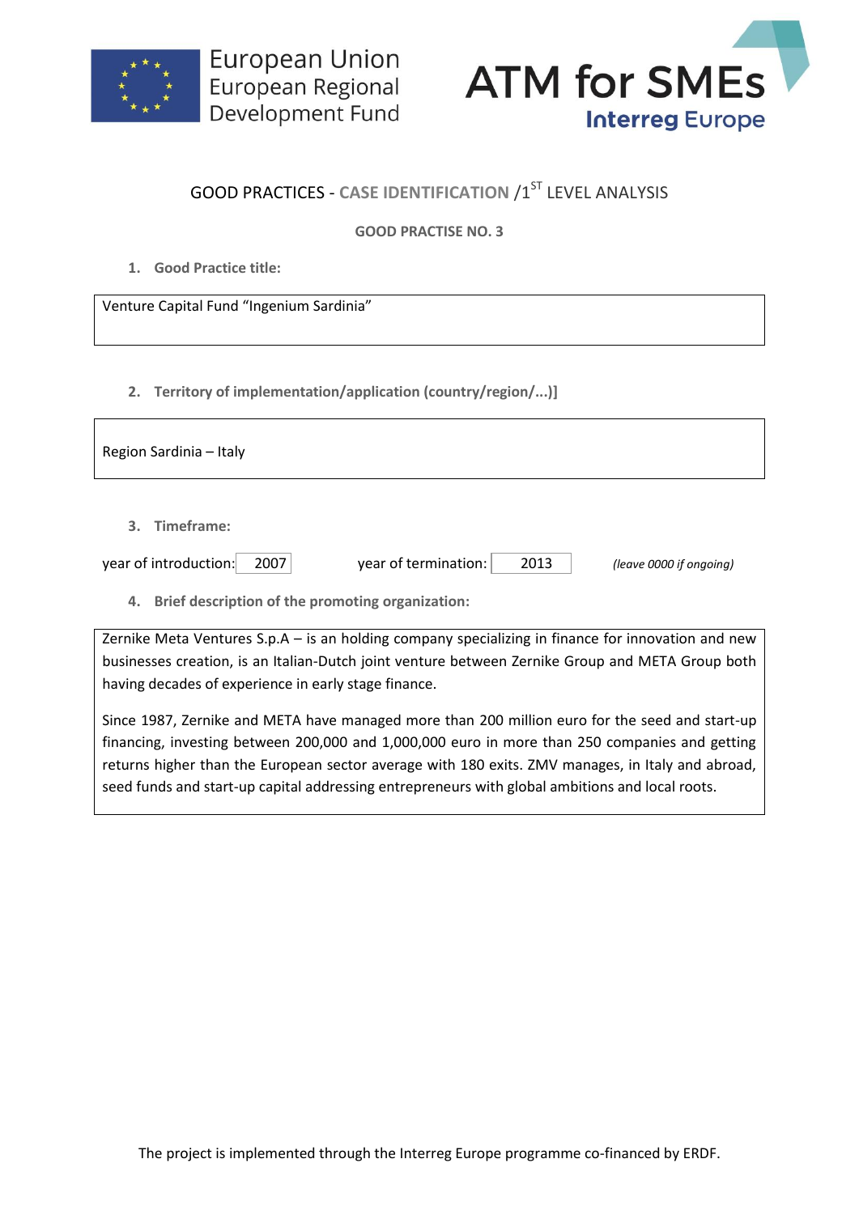European Union
European Regional
Development Fund

ATM for SMEs
Interreg Europe

## GOOD PRACTICES - CASE IDENTIFICATION /1ST LEVEL ANALYSIS

### GOOD PRACTISE NO. 3

1. **Good Practice title:**

Venture Capital Fund "Ingenium Sardinia"

2. **Territory of implementation/application (country/region/...)]**

Region Sardinia – Italy

3. **Timeframe:**

year of introduction: 2007 year of termination: 2013 *(leave 0000 if ongoing)*

4. **Brief description of the promoting organization:**

Zernike Meta Ventures S.p.A – is an holding company specializing in finance for innovation and new businesses creation, is an Italian-Dutch joint venture between Zernike Group and META Group both having decades of experience in early stage finance.

Since 1987, Zernike and META have managed more than 200 million euro for the seed and start-up financing, investing between 200,000 and 1,000,000 euro in more than 250 companies and getting returns higher than the European sector average with 180 exits. ZMV manages, in Italy and abroad, seed funds and start-up capital addressing entrepreneurs with global ambitions and local roots.

The project is implemented through the Interreg Europe programme co-financed by ERDF.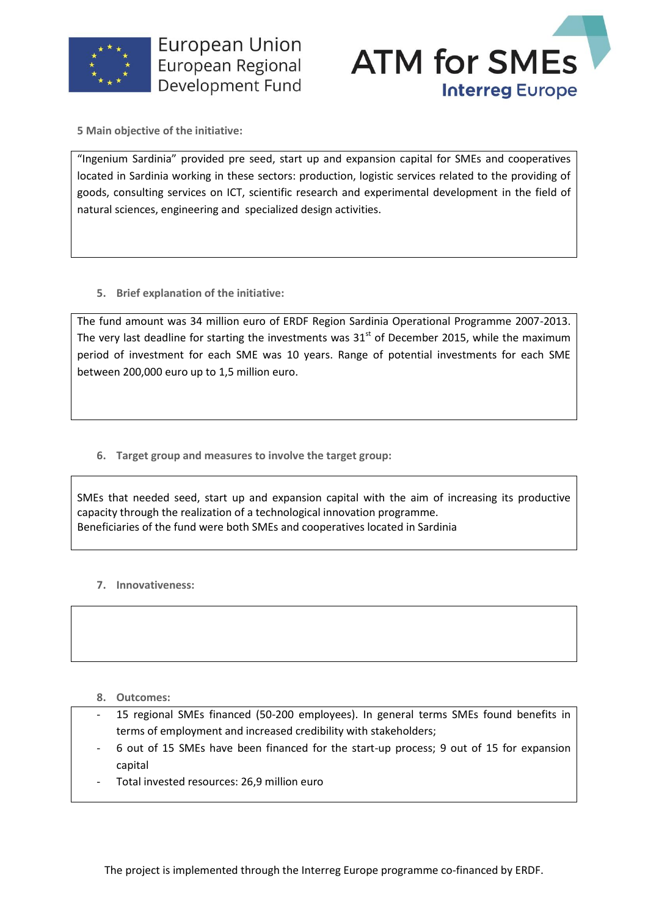**5 Main objective of the initiative:**

"Ingenium Sardinia" provided pre seed, start up and expansion capital for SMEs and cooperatives located in Sardinia working in these sectors: production, logistic services related to the providing of goods, consulting services on ICT, scientific research and experimental development in the field of natural sciences, engineering and specialized design activities.

**5. Brief explanation of the initiative:**

The fund amount was 34 million euro of ERDF Region Sardinia Operational Programme 2007-2013. The very last deadline for starting the investments was 31st of December 2015, while the maximum period of investment for each SME was 10 years. Range of potential investments for each SME between 200,000 euro up to 1,5 million euro.

**6. Target group and measures to involve the target group:**

SMEs that needed seed, start up and expansion capital with the aim of increasing its productive capacity through the realization of a technological innovation programme.
Beneficiaries of the fund were both SMEs and cooperatives located in Sardinia

**7. Innovativeness:**

**8. Outcomes:**

- 15 regional SMEs financed (50-200 employees). In general terms SMEs found benefits in terms of employment and increased credibility with stakeholders;
- 6 out of 15 SMEs have been financed for the start-up process; 9 out of 15 for expansion capital
- Total invested resources: 26,9 million euro